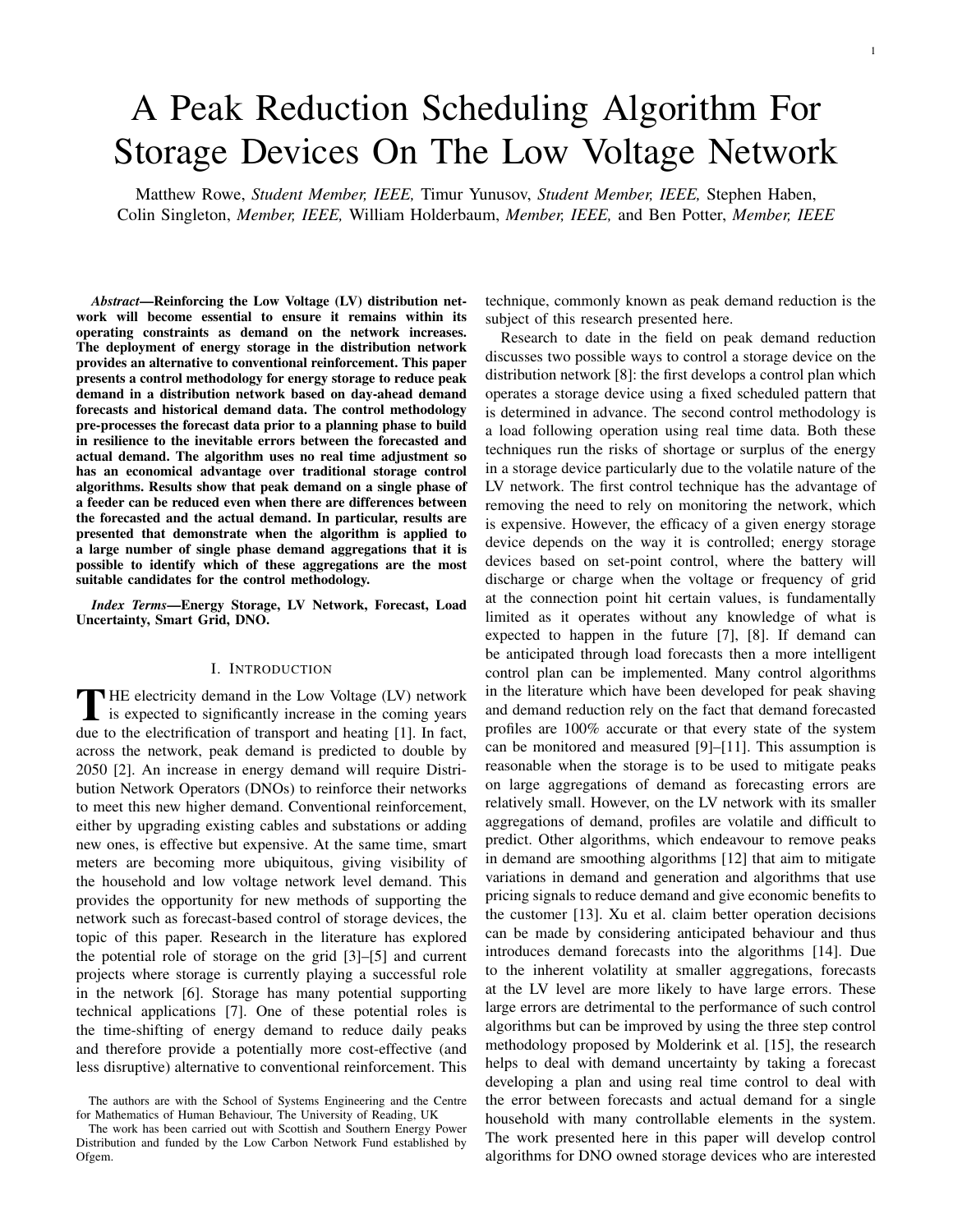# A Peak Reduction Scheduling Algorithm For Storage Devices On The Low Voltage Network

Matthew Rowe, *Student Member, IEEE,* Timur Yunusov, *Student Member, IEEE,* Stephen Haben, Colin Singleton, *Member, IEEE,* William Holderbaum, *Member, IEEE,* and Ben Potter, *Member, IEEE*

***Abstract*—Reinforcing the Low Voltage (LV) distribution network will become essential to ensure it remains within its operating constraints as demand on the network increases. The deployment of energy storage in the distribution network provides an alternative to conventional reinforcement. This paper presents a control methodology for energy storage to reduce peak demand in a distribution network based on day-ahead demand forecasts and historical demand data. The control methodology pre-processes the forecast data prior to a planning phase to build in resilience to the inevitable errors between the forecasted and actual demand. The algorithm uses no real time adjustment so has an economical advantage over traditional storage control algorithms. Results show that peak demand on a single phase of a feeder can be reduced even when there are differences between the forecasted and the actual demand. In particular, results are presented that demonstrate when the algorithm is applied to a large number of single phase demand aggregations that it is possible to identify which of these aggregations are the most suitable candidates for the control methodology.**

***Index Terms*—Energy Storage, LV Network, Forecast, Load Uncertainty, Smart Grid, DNO.**

## I. Introduction

The electricity demand in the Low Voltage (LV) network is expected to significantly increase in the coming years due to the electrification of transport and heating [1]. In fact, across the network, peak demand is predicted to double by 2050 [2]. An increase in energy demand will require Distribution Network Operators (DNOs) to reinforce their networks to meet this new higher demand. Conventional reinforcement, either by upgrading existing cables and substations or adding new ones, is effective but expensive. At the same time, smart meters are becoming more ubiquitous, giving visibility of the household and low voltage network level demand. This provides the opportunity for new methods of supporting the network such as forecast-based control of storage devices, the topic of this paper. Research in the literature has explored the potential role of storage on the grid [3]–[5] and current projects where storage is currently playing a successful role in the network [6]. Storage has many potential supporting technical applications [7]. One of these potential roles is the time-shifting of energy demand to reduce daily peaks and therefore provide a potentially more cost-effective (and less disruptive) alternative to conventional reinforcement. This technique, commonly known as peak demand reduction is the subject of this research presented here.

Research to date in the field on peak demand reduction discusses two possible ways to control a storage device on the distribution network [8]: the first develops a control plan which operates a storage device using a fixed scheduled pattern that is determined in advance. The second control methodology is a load following operation using real time data. Both these techniques run the risks of shortage or surplus of the energy in a storage device particularly due to the volatile nature of the LV network. The first control technique has the advantage of removing the need to rely on monitoring the network, which is expensive. However, the efficacy of a given energy storage device depends on the way it is controlled; energy storage devices based on set-point control, where the battery will discharge or charge when the voltage or frequency of grid at the connection point hit certain values, is fundamentally limited as it operates without any knowledge of what is expected to happen in the future [7], [8]. If demand can be anticipated through load forecasts then a more intelligent control plan can be implemented. Many control algorithms in the literature which have been developed for peak shaving and demand reduction rely on the fact that demand forecasted profiles are 100% accurate or that every state of the system can be monitored and measured [9]–[11]. This assumption is reasonable when the storage is to be used to mitigate peaks on large aggregations of demand as forecasting errors are relatively small. However, on the LV network with its smaller aggregations of demand, profiles are volatile and difficult to predict. Other algorithms, which endeavour to remove peaks in demand are smoothing algorithms [12] that aim to mitigate variations in demand and generation and algorithms that use pricing signals to reduce demand and give economic benefits to the customer [13]. Xu et al. claim better operation decisions can be made by considering anticipated behaviour and thus introduces demand forecasts into the algorithms [14]. Due to the inherent volatility at smaller aggregations, forecasts at the LV level are more likely to have large errors. These large errors are detrimental to the performance of such control algorithms but can be improved by using the three step control methodology proposed by Molderink et al. [15], the research helps to deal with demand uncertainty by taking a forecast developing a plan and using real time control to deal with the error between forecasts and actual demand for a single household with many controllable elements in the system. The work presented here in this paper will develop control algorithms for DNO owned storage devices who are interested

The authors are with the School of Systems Engineering and the Centre for Mathematics of Human Behaviour, The University of Reading, UK

The work has been carried out with Scottish and Southern Energy Power Distribution and funded by the Low Carbon Network Fund established by Ofgem.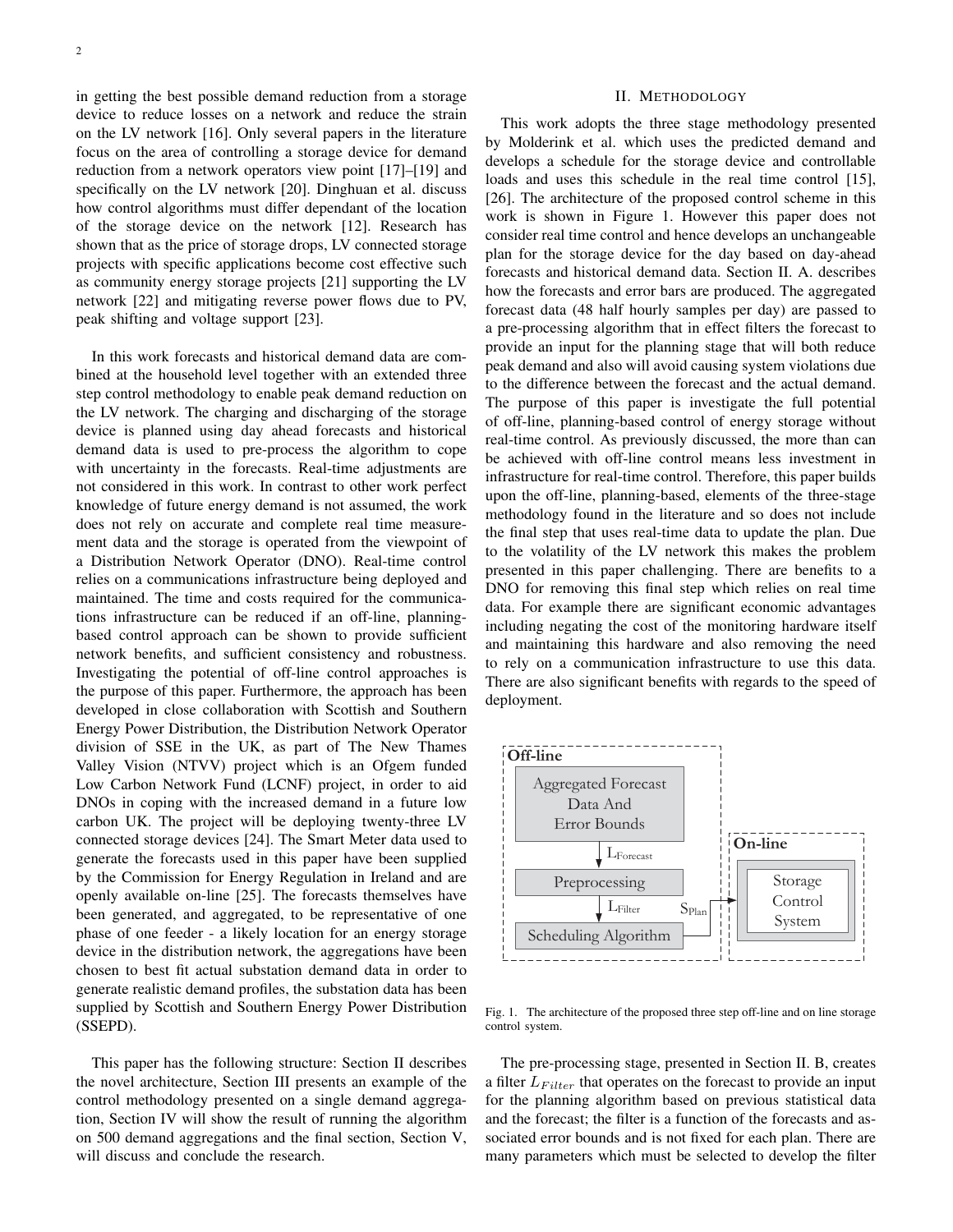in getting the best possible demand reduction from a storage device to reduce losses on a network and reduce the strain on the LV network [16]. Only several papers in the literature focus on the area of controlling a storage device for demand reduction from a network operators view point [17]–[19] and specifically on the LV network [20]. Dinghuan et al. discuss how control algorithms must differ dependant of the location of the storage device on the network [12]. Research has shown that as the price of storage drops, LV connected storage projects with specific applications become cost effective such as community energy storage projects [21] supporting the LV network [22] and mitigating reverse power flows due to PV, peak shifting and voltage support [23].

In this work forecasts and historical demand data are combined at the household level together with an extended three step control methodology to enable peak demand reduction on the LV network. The charging and discharging of the storage device is planned using day ahead forecasts and historical demand data is used to pre-process the algorithm to cope with uncertainty in the forecasts. Real-time adjustments are not considered in this work. In contrast to other work perfect knowledge of future energy demand is not assumed, the work does not rely on accurate and complete real time measurement data and the storage is operated from the viewpoint of a Distribution Network Operator (DNO). Real-time control relies on a communications infrastructure being deployed and maintained. The time and costs required for the communications infrastructure can be reduced if an off-line, planning-based control approach can be shown to provide sufficient network benefits, and sufficient consistency and robustness. Investigating the potential of off-line control approaches is the purpose of this paper. Furthermore, the approach has been developed in close collaboration with Scottish and Southern Energy Power Distribution, the Distribution Network Operator division of SSE in the UK, as part of The New Thames Valley Vision (NTVV) project which is an Ofgem funded Low Carbon Network Fund (LCNF) project, in order to aid DNOs in coping with the increased demand in a future low carbon UK. The project will be deploying twenty-three LV connected storage devices [24]. The Smart Meter data used to generate the forecasts used in this paper have been supplied by the Commission for Energy Regulation in Ireland and are openly available on-line [25]. The forecasts themselves have been generated, and aggregated, to be representative of one phase of one feeder - a likely location for an energy storage device in the distribution network, the aggregations have been chosen to best fit actual substation demand data in order to generate realistic demand profiles, the substation data has been supplied by Scottish and Southern Energy Power Distribution (SSEPD).

This paper has the following structure: Section II describes the novel architecture, Section III presents an example of the control methodology presented on a single demand aggregation, Section IV will show the result of running the algorithm on 500 demand aggregations and the final section, Section V, will discuss and conclude the research.

## II. Methodology

This work adopts the three stage methodology presented by Molderink et al. which uses the predicted demand and develops a schedule for the storage device and controllable loads and uses this schedule in the real time control [15], [26]. The architecture of the proposed control scheme in this work is shown in Figure 1. However this paper does not consider real time control and hence develops an unchangeable plan for the storage device for the day based on day-ahead forecasts and historical demand data. Section II. A. describes how the forecasts and error bars are produced. The aggregated forecast data (48 half hourly samples per day) are passed to a pre-processing algorithm that in effect filters the forecast to provide an input for the planning stage that will both reduce peak demand and also will avoid causing system violations due to the difference between the forecast and the actual demand. The purpose of this paper is investigate the full potential of off-line, planning-based control of energy storage without real-time control. As previously discussed, the more than can be achieved with off-line control means less investment in infrastructure for real-time control. Therefore, this paper builds upon the off-line, planning-based, elements of the three-stage methodology found in the literature and so does not include the final step that uses real-time data to update the plan. Due to the volatility of the LV network this makes the problem presented in this paper challenging. There are benefits to a DNO for removing this final step which relies on real time data. For example there are significant economic advantages including negating the cost of the monitoring hardware itself and maintaining this hardware and also removing the need to rely on a communication infrastructure to use this data. There are also significant benefits with regards to the speed of deployment.

Off-line

Aggregated Forecast Data And Error Bounds

$L_{Forecast}$

Preprocessing

$L_{Filter}$

Scheduling Algorithm

$S_{Plan}$

On-line

Storage Control System

Fig. 1. The architecture of the proposed three step off-line and on line storage control system.

The pre-processing stage, presented in Section II. B, creates a filter $L_{Filter}$ that operates on the forecast to provide an input for the planning algorithm based on previous statistical data and the forecast; the filter is a function of the forecasts and associated error bounds and is not fixed for each plan. There are many parameters which must be selected to develop the filter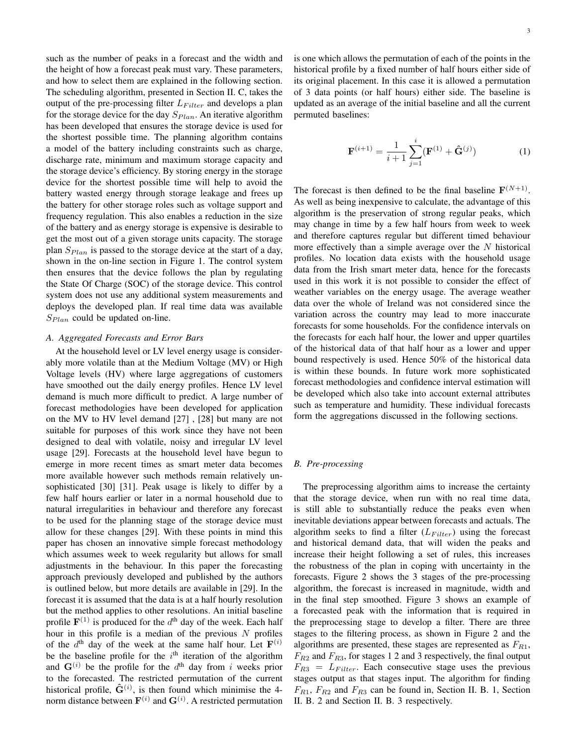such as the number of peaks in a forecast and the width and the height of how a forecast peak must vary. These parameters, and how to select them are explained in the following section. The scheduling algorithm, presented in Section II. C, takes the output of the pre-processing filter $L_{Filter}$ and develops a plan for the storage device for the day $S_{Plan}$. An iterative algorithm has been developed that ensures the storage device is used for the shortest possible time. The planning algorithm contains a model of the battery including constraints such as charge, discharge rate, minimum and maximum storage capacity and the storage device's efficiency. By storing energy in the storage device for the shortest possible time will help to avoid the battery wasted energy through storage leakage and frees up the battery for other storage roles such as voltage support and frequency regulation. This also enables a reduction in the size of the battery and as energy storage is expensive is desirable to get the most out of a given storage units capacity. The storage plan $S_{Plan}$ is passed to the storage device at the start of a day, shown in the on-line section in Figure 1. The control system then ensures that the device follows the plan by regulating the State Of Charge (SOC) of the storage device. This control system does not use any additional system measurements and deploys the developed plan. If real time data was available $S_{Plan}$ could be updated on-line.

### A. Aggregated Forecasts and Error Bars

At the household level or LV level energy usage is considerably more volatile than at the Medium Voltage (MV) or High Voltage levels (HV) where large aggregations of customers have smoothed out the daily energy profiles. Hence LV level demand is much more difficult to predict. A large number of forecast methodologies have been developed for application on the MV to HV level demand [27] , [28] but many are not suitable for purposes of this work since they have not been designed to deal with volatile, noisy and irregular LV level usage [29]. Forecasts at the household level have begun to emerge in more recent times as smart meter data becomes more available however such methods remain relatively unsophisticated [30] [31]. Peak usage is likely to differ by a few half hours earlier or later in a normal household due to natural irregularities in behaviour and therefore any forecast to be used for the planning stage of the storage device must allow for these changes [29]. With these points in mind this paper has chosen an innovative simple forecast methodology which assumes week to week regularity but allows for small adjustments in the behaviour. In this paper the forecasting approach previously developed and published by the authors is outlined below, but more details are available in [29]. In the forecast it is assumed that the data is at a half hourly resolution but the method applies to other resolutions. An initial baseline profile $\mathbf{F}^{(1)}$ is produced for the $d^{\text{th}}$ day of the week. Each half hour in this profile is a median of the previous $N$ profiles of the $d^{\text{th}}$ day of the week at the same half hour. Let $\mathbf{F}^{(i)}$ be the baseline profile for the $i^{\text{th}}$ iteration of the algorithm and $\mathbf{G}^{(i)}$ be the profile for the $d^{\text{th}}$ day from $i$ weeks prior to the forecasted. The restricted permutation of the current historical profile, $\hat{\mathbf{G}}^{(i)}$, is then found which minimise the 4-norm distance between $\mathbf{F}^{(i)}$ and $\mathbf{G}^{(i)}$. A restricted permutation is one which allows the permutation of each of the points in the historical profile by a fixed number of half hours either side of its original placement. In this case it is allowed a permutation of 3 data points (or half hours) either side. The baseline is updated as an average of the initial baseline and all the current permuted baselines:

$$\mathbf{F}^{(i+1)} = \frac{1}{i+1} \sum_{j=1}^{i} (\mathbf{F}^{(1)} + \hat{\mathbf{G}}^{(j)}) \tag{1}$$

The forecast is then defined to be the final baseline $\mathbf{F}^{(N+1)}$. As well as being inexpensive to calculate, the advantage of this algorithm is the preservation of strong regular peaks, which may change in time by a few half hours from week to week and therefore captures regular but different timed behaviour more effectively than a simple average over the $N$ historical profiles. No location data exists with the household usage data from the Irish smart meter data, hence for the forecasts used in this work it is not possible to consider the effect of weather variables on the energy usage. The average weather data over the whole of Ireland was not considered since the variation across the country may lead to more inaccurate forecasts for some households. For the confidence intervals on the forecasts for each half hour, the lower and upper quartiles of the historical data of that half hour as a lower and upper bound respectively is used. Hence 50% of the historical data is within these bounds. In future work more sophisticated forecast methodologies and confidence interval estimation will be developed which also take into account external attributes such as temperature and humidity. These individual forecasts form the aggregations discussed in the following sections.

### B. Pre-processing

The preprocessing algorithm aims to increase the certainty that the storage device, when run with no real time data, is still able to substantially reduce the peaks even when inevitable deviations appear between forecasts and actuals. The algorithm seeks to find a filter ($L_{Filter}$) using the forecast and historical demand data, that will widen the peaks and increase their height following a set of rules, this increases the robustness of the plan in coping with uncertainty in the forecasts. Figure 2 shows the 3 stages of the pre-processing algorithm, the forecast is increased in magnitude, width and in the final step smoothed. Figure 3 shows an example of a forecasted peak with the information that is required in the preprocessing stage to develop a filter. There are three stages to the filtering process, as shown in Figure 2 and the algorithms are presented, these stages are represented as $F_{R1}$, $F_{R2}$ and $F_{R3}$, for stages 1 2 and 3 respectively, the final output $F_{R3} = L_{Filter}$. Each consecutive stage uses the previous stages output as that stages input. The algorithm for finding $F_{R1}$, $F_{R2}$ and $F_{R3}$ can be found in, Section II. B. 1, Section II. B. 2 and Section II. B. 3 respectively.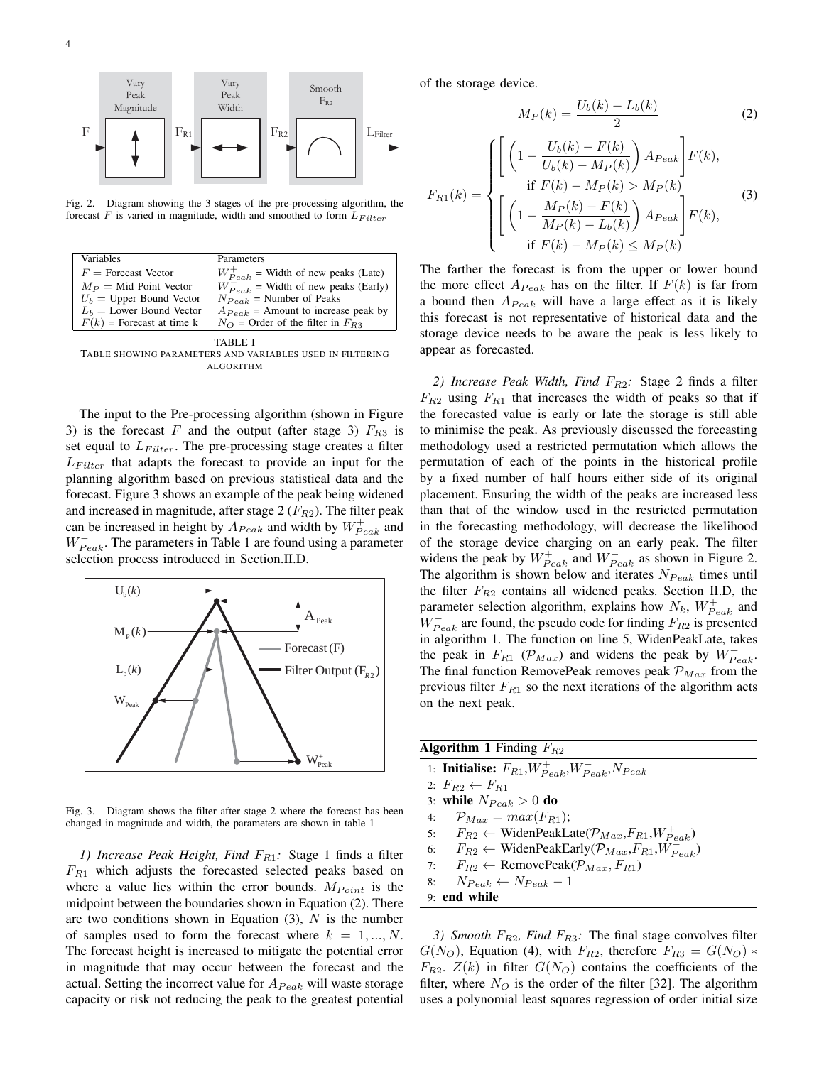Fig. 2. Diagram showing the 3 stages of the pre-processing algorithm, the forecast $F$ is varied in magnitude, width and smoothed to form $L_{Filter}$

| Variables | Parameters |
|---|---|
| $F$ = Forecast Vector | $W^+_{Peak}$ = Width of new peaks (Late) |
| $M_P$ = Mid Point Vector | $W^-_{Peak}$ = Width of new peaks (Early) |
| $U_b$ = Upper Bound Vector | $N_{Peak}$ = Number of Peaks |
| $L_b$ = Lower Bound Vector | $A_{Peak}$ = Amount to increase peak by |
| $F(k)$ = Forecast at time k | $N_O$ = Order of the filter in $F_{R3}$ |

TABLE I
TABLE SHOWING PARAMETERS AND VARIABLES USED IN FILTERING ALGORITHM

The input to the Pre-processing algorithm (shown in Figure 3) is the forecast $F$ and the output (after stage 3) $F_{R3}$ is set equal to $L_{Filter}$. The pre-processing stage creates a filter $L_{Filter}$ that adapts the forecast to provide an input for the planning algorithm based on previous statistical data and the forecast. Figure 3 shows an example of the peak being widened and increased in magnitude, after stage 2 ($F_{R2}$). The filter peak can be increased in height by $A_{Peak}$ and width by $W^+_{Peak}$ and $W^-_{Peak}$. The parameters in Table 1 are found using a parameter selection process introduced in Section.II.D.

Fig. 3. Diagram shows the filter after stage 2 where the forecast has been changed in magnitude and width, the parameters are shown in table 1

*1) Increase Peak Height, Find $F_{R1}$:* Stage 1 finds a filter $F_{R1}$ which adjusts the forecasted selected peaks based on where a value lies within the error bounds. $M_{Point}$ is the midpoint between the boundaries shown in Equation (2). There are two conditions shown in Equation (3), $N$ is the number of samples used to form the forecast where $k = 1, ..., N$. The forecast height is increased to mitigate the potential error in magnitude that may occur between the forecast and the actual. Setting the incorrect value for $A_{Peak}$ will waste storage capacity or risk not reducing the peak to the greatest potential of the storage device.

$$M_P(k) = \frac{U_b(k) - L_b(k)}{2} \tag{2}$$

$$F_{R1}(k) = \begin{cases} \left[\left(1 - \dfrac{U_b(k) - F(k)}{U_b(k) - M_P(k)}\right) A_{Peak}\right] F(k), \\ \quad \text{if } F(k) - M_P(k) > M_P(k) \\ \left[\left(1 - \dfrac{M_P(k) - F(k)}{M_P(k) - L_b(k)}\right) A_{Peak}\right] F(k), \\ \quad \text{if } F(k) - M_P(k) \leq M_P(k) \end{cases} \tag{3}$$

The farther the forecast is from the upper or lower bound the more effect $A_{Peak}$ has on the filter. If $F(k)$ is far from a bound then $A_{Peak}$ will have a large effect as it is likely this forecast is not representative of historical data and the storage device needs to be aware the peak is less likely to appear as forecasted.

*2) Increase Peak Width, Find $F_{R2}$:* Stage 2 finds a filter $F_{R2}$ using $F_{R1}$ that increases the width of peaks so that if the forecasted value is early or late the storage is still able to minimise the peak. As previously discussed the forecasting methodology used a restricted permutation which allows the permutation of each of the points in the historical profile by a fixed number of half hours either side of its original placement. Ensuring the width of the peaks are increased less than that of the window used in the restricted permutation in the forecasting methodology, will decrease the likelihood of the storage device charging on an early peak. The filter widens the peak by $W^+_{Peak}$ and $W^-_{Peak}$ as shown in Figure 2. The algorithm is shown below and iterates $N_{Peak}$ times until the filter $F_{R2}$ contains all widened peaks. Section II.D, the parameter selection algorithm, explains how $N_k$, $W^+_{Peak}$ and $W^-_{Peak}$ are found, the pseudo code for finding $F_{R2}$ is presented in algorithm 1. The function on line 5, WidenPeakLate, takes the peak in $F_{R1}$ ($\mathcal{P}_{Max}$) and widens the peak by $W^+_{Peak}$. The final function RemovePeak removes peak $\mathcal{P}_{Max}$ from the previous filter $F_{R1}$ so the next iterations of the algorithm acts on the next peak.

**Algorithm 1** Finding $F_{R2}$

```
1: Initialise: F_R1, W+_Peak, W-_Peak, N_Peak
2: F_R2 ← F_R1
3: while N_Peak > 0 do
4:     P_Max = max(F_R1);
5:     F_R2 ← WidenPeakLate(P_Max, F_R1, W+_Peak)
6:     F_R2 ← WidenPeakEarly(P_Max, F_R1, W-_Peak)
7:     F_R2 ← RemovePeak(P_Max, F_R1)
8:     N_Peak ← N_Peak − 1
9: end while
```

*3) Smooth $F_{R2}$, Find $F_{R3}$:* The final stage convolves filter $G(N_O)$, Equation (4), with $F_{R2}$, therefore $F_{R3} = G(N_O) * F_{R2}$. $Z(k)$ in filter $G(N_O)$ contains the coefficients of the filter, where $N_O$ is the order of the filter [32]. The algorithm uses a polynomial least squares regression of order initial size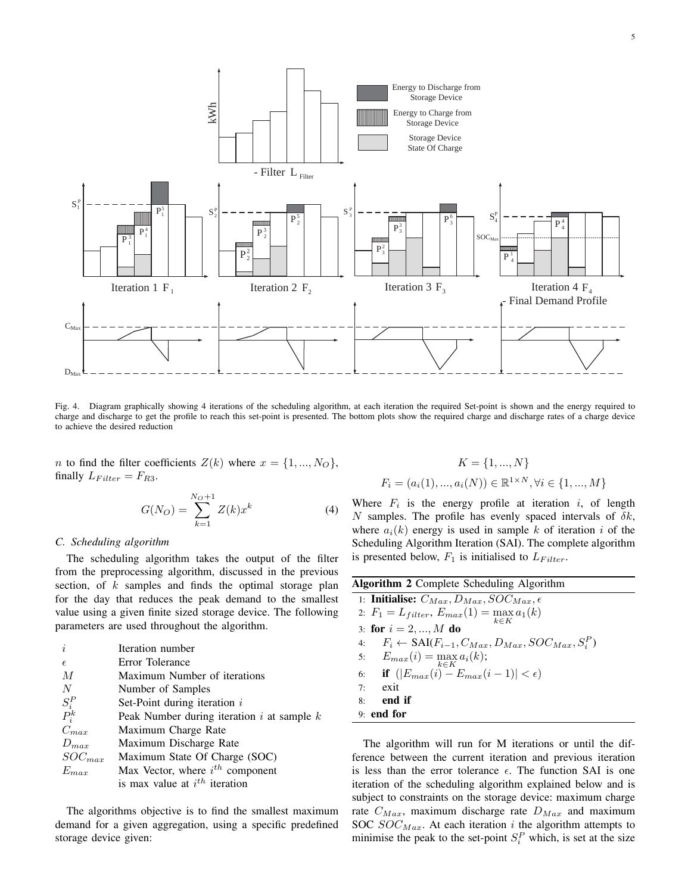Fig. 4. Diagram graphically showing 4 iterations of the scheduling algorithm, at each iteration the required Set-point is shown and the energy required to charge and discharge to get the profile to reach this set-point is presented. The bottom plots show the required charge and discharge rates of a charge device to achieve the desired reduction

$n$ to find the filter coefficients $Z(k)$ where $x = \{1, ..., N_O\}$, finally $L_{Filter} = F_{R3}$.

$$G(N_O) = \sum_{k=1}^{N_O+1} Z(k)x^k \tag{4}$$

### C. Scheduling algorithm

The scheduling algorithm takes the output of the filter from the preprocessing algorithm, discussed in the previous section, of $k$ samples and finds the optimal storage plan for the day that reduces the peak demand to the smallest value using a given finite sized storage device. The following parameters are used throughout the algorithm.

| | |
|---|---|
| $i$ | Iteration number |
| $\epsilon$ | Error Tolerance |
| $M$ | Maximum Number of iterations |
| $N$ | Number of Samples |
| $S_i^P$ | Set-Point during iteration $i$ |
| $P_i^k$ | Peak Number during iteration $i$ at sample $k$ |
| $C_{max}$ | Maximum Charge Rate |
| $D_{max}$ | Maximum Discharge Rate |
| $SOC_{max}$ | Maximum State Of Charge (SOC) |
| $E_{max}$ | Max Vector, where $i^{th}$ component is max value at $i^{th}$ iteration |

The algorithms objective is to find the smallest maximum demand for a given aggregation, using a specific predefined storage device given:

$$K = \{1, ..., N\}$$
$$F_i = (a_i(1), ..., a_i(N)) \in \mathbb{R}^{1\times N}, \forall i \in \{1, ..., M\}$$

Where $F_i$ is the energy profile at iteration $i$, of length $N$ samples. The profile has evenly spaced intervals of $\delta k$, where $a_i(k)$ energy is used in sample $k$ of iteration $i$ of the Scheduling Algorithm Iteration (SAI). The complete algorithm is presented below, $F_1$ is initialised to $L_{Filter}$.

**Algorithm 2** Complete Scheduling Algorithm

```
1: Initialise: C_Max, D_Max, SOC_Max, ε
2: F_1 = L_filter, E_max(1) = max_{k∈K} a_1(k)
3: for i = 2, ..., M do
4:     F_i ← SAI(F_{i-1}, C_Max, D_Max, SOC_Max, S_i^P)
5:     E_max(i) = max_{k∈K} a_i(k);
6:     if (|E_max(i) − E_max(i − 1)| < ε)
7:     exit
8:     end if
9: end for
```

The algorithm will run for M iterations or until the difference between the current iteration and previous iteration is less than the error tolerance $\epsilon$. The function SAI is one iteration of the scheduling algorithm explained below and is subject to constraints on the storage device: maximum charge rate $C_{Max}$, maximum discharge rate $D_{Max}$ and maximum SOC $SOC_{Max}$. At each iteration $i$ the algorithm attempts to minimise the peak to the set-point $S_i^P$ which, is set at the size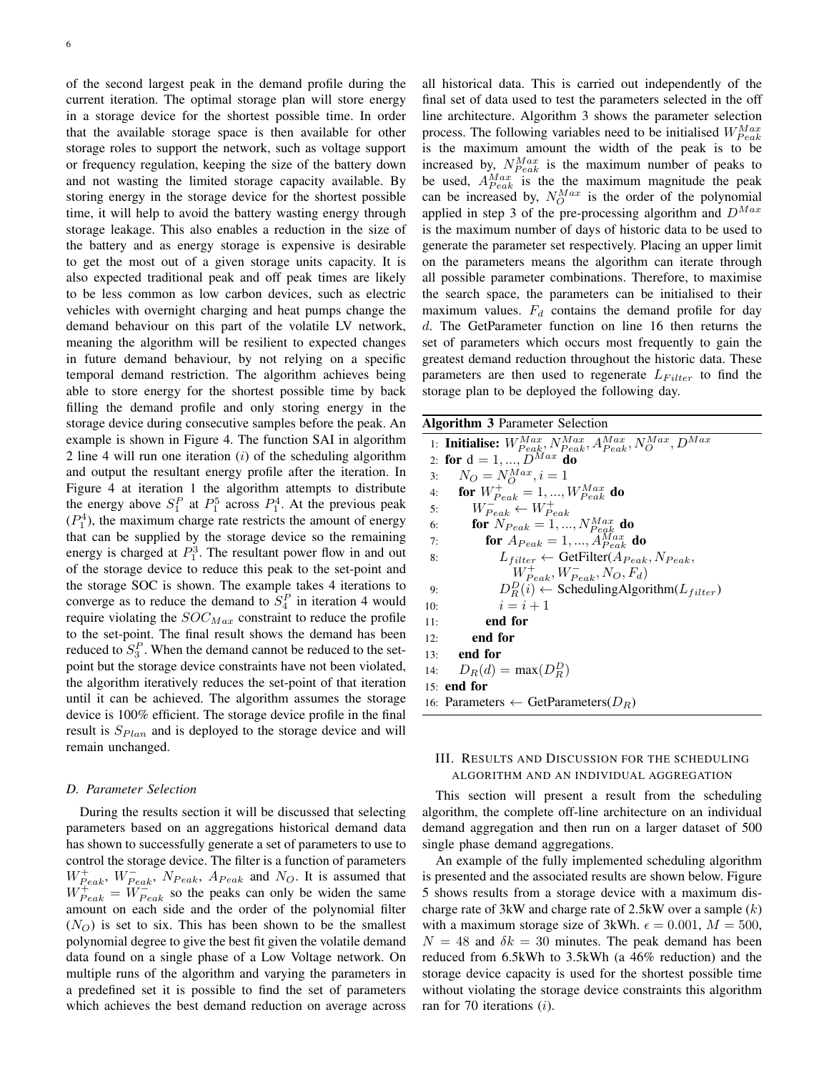of the second largest peak in the demand profile during the current iteration. The optimal storage plan will store energy in a storage device for the shortest possible time. In order that the available storage space is then available for other storage roles to support the network, such as voltage support or frequency regulation, keeping the size of the battery down and not wasting the limited storage capacity available. By storing energy in the storage device for the shortest possible time, it will help to avoid the battery wasting energy through storage leakage. This also enables a reduction in the size of the battery and as energy storage is expensive is desirable to get the most out of a given storage units capacity. It is also expected traditional peak and off peak times are likely to be less common as low carbon devices, such as electric vehicles with overnight charging and heat pumps change the demand behaviour on this part of the volatile LV network, meaning the algorithm will be resilient to expected changes in future demand behaviour, by not relying on a specific temporal demand restriction. The algorithm achieves being able to store energy for the shortest possible time by back filling the demand profile and only storing energy in the storage device during consecutive samples before the peak. An example is shown in Figure 4. The function SAI in algorithm 2 line 4 will run one iteration ($i$) of the scheduling algorithm and output the resultant energy profile after the iteration. In Figure 4 at iteration 1 the algorithm attempts to distribute the energy above $S_1^P$ at $P_1^5$ across $P_1^4$. At the previous peak ($P_1^4$), the maximum charge rate restricts the amount of energy that can be supplied by the storage device so the remaining energy is charged at $P_1^3$. The resultant power flow in and out of the storage device to reduce this peak to the set-point and the storage SOC is shown. The example takes 4 iterations to converge as to reduce the demand to $S_4^P$ in iteration 4 would require violating the $SOC_{Max}$ constraint to reduce the profile to the set-point. The final result shows the demand has been reduced to $S_3^P$. When the demand cannot be reduced to the set-point but the storage device constraints have not been violated, the algorithm iteratively reduces the set-point of that iteration until it can be achieved. The algorithm assumes the storage device is 100% efficient. The storage device profile in the final result is $S_{Plan}$ and is deployed to the storage device and will remain unchanged.

### D. Parameter Selection

During the results section it will be discussed that selecting parameters based on an aggregations historical demand data has shown to successfully generate a set of parameters to use to control the storage device. The filter is a function of parameters $W^+_{Peak}$, $W^-_{Peak}$, $N_{Peak}$, $A_{Peak}$ and $N_O$. It is assumed that $W^+_{Peak} = W^-_{Peak}$ so the peaks can only be widen the same amount on each side and the order of the polynomial filter ($N_O$) is set to six. This has been shown to be the smallest polynomial degree to give the best fit given the volatile demand data found on a single phase of a Low Voltage network. On multiple runs of the algorithm and varying the parameters in a predefined set it is possible to find the set of parameters which achieves the best demand reduction on average across all historical data. This is carried out independently of the final set of data used to test the parameters selected in the off line architecture. Algorithm 3 shows the parameter selection process. The following variables need to be initialised $W^{Max}_{Peak}$ is the maximum amount the width of the peak is to be increased by, $N^{Max}_{Peak}$ is the maximum number of peaks to be used, $A^{Max}_{Peak}$ is the the maximum magnitude the peak can be increased by, $N^{Max}_O$ is the order of the polynomial applied in step 3 of the pre-processing algorithm and $D^{Max}$ is the maximum number of days of historic data to be used to generate the parameter set respectively. Placing an upper limit on the parameters means the algorithm can iterate through all possible parameter combinations. Therefore, to maximise the search space, the parameters can be initialised to their maximum values. $F_d$ contains the demand profile for day $d$. The GetParameter function on line 16 then returns the set of parameters which occurs most frequently to gain the greatest demand reduction throughout the historic data. These parameters are then used to regenerate $L_{Filter}$ to find the storage plan to be deployed the following day.

**Algorithm 3** Parameter Selection

```
1:  Initialise: W^Max_Peak, N^Max_Peak, A^Max_Peak, N^Max_O, D^Max
2:  for d = 1, ..., D^Max do
3:      N_O = N^Max_O, i = 1
4:      for W^+_Peak = 1, ..., W^Max_Peak do
5:          W^-_Peak ← W^+_Peak
6:          for N_Peak = 1, ..., N^Max_Peak do
7:              for A_Peak = 1, ..., A^Max_Peak do
8:                  L_filter ← GetFilter(A_Peak, N_Peak,
                        W^+_Peak, W^-_Peak, N_O, F_d)
9:                  D^D_R(i) ← SchedulingAlgorithm(L_filter)
10:                 i = i + 1
11:             end for
12:         end for
13:     end for
14:     D_R(d) = max(D^D_R)
15: end for
16: Parameters ← GetParameters(D_R)
```

## III. Results and Discussion for the Scheduling Algorithm and an Individual Aggregation

This section will present a result from the scheduling algorithm, the complete off-line architecture on an individual demand aggregation and then run on a larger dataset of 500 single phase demand aggregations.

An example of the fully implemented scheduling algorithm is presented and the associated results are shown below. Figure 5 shows results from a storage device with a maximum discharge rate of 3kW and charge rate of 2.5kW over a sample ($k$) with a maximum storage size of 3kWh. $\epsilon = 0.001$, $M = 500$, $N = 48$ and $\delta k = 30$ minutes. The peak demand has been reduced from 6.5kWh to 3.5kWh (a 46% reduction) and the storage device capacity is used for the shortest possible time without violating the storage device constraints this algorithm ran for 70 iterations ($i$).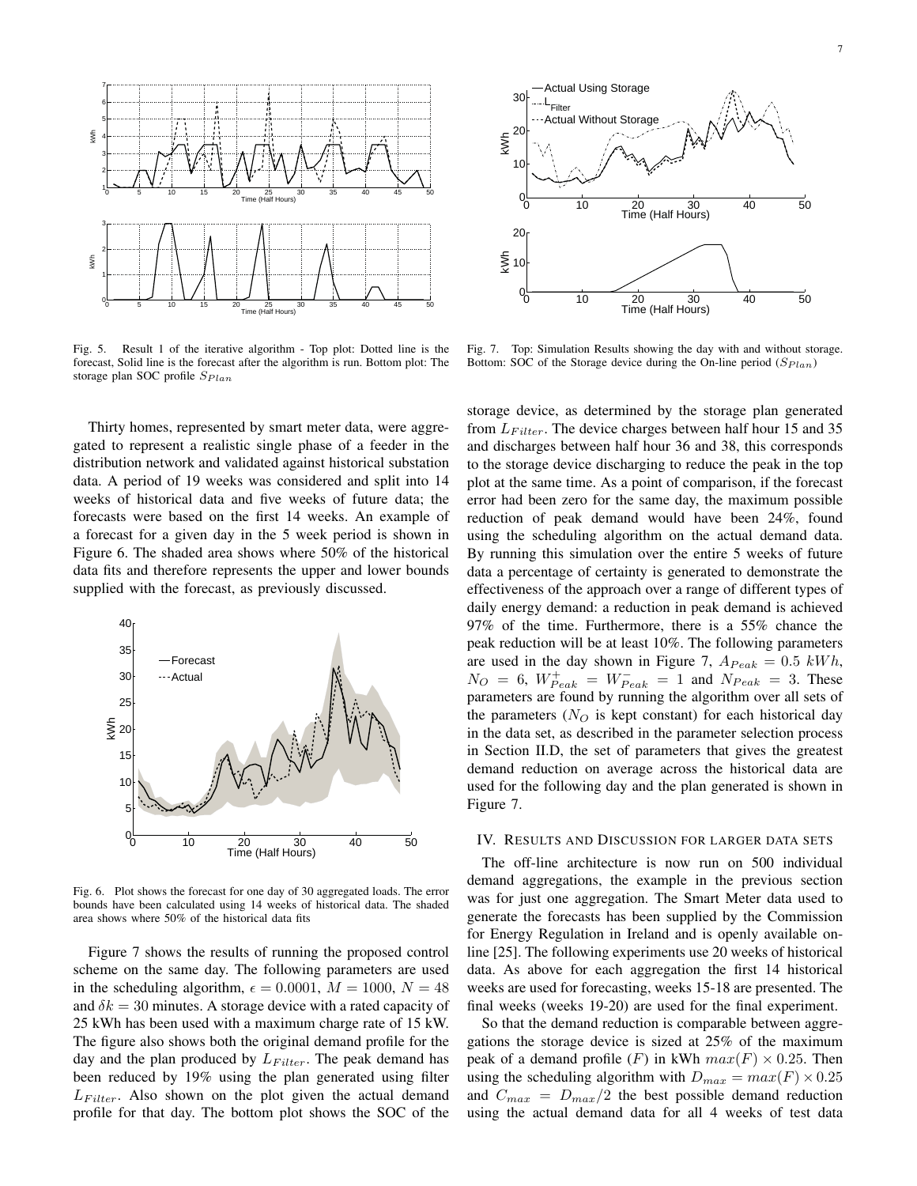Fig. 5. Result 1 of the iterative algorithm - Top plot: Dotted line is the forecast, Solid line is the forecast after the algorithm is run. Bottom plot: The storage plan SOC profile $S_{Plan}$

Fig. 7. Top: Simulation Results showing the day with and without storage. Bottom: SOC of the Storage device during the On-line period ($S_{Plan}$)

Thirty homes, represented by smart meter data, were aggregated to represent a realistic single phase of a feeder in the distribution network and validated against historical substation data. A period of 19 weeks was considered and split into 14 weeks of historical data and five weeks of future data; the forecasts were based on the first 14 weeks. An example of a forecast for a given day in the 5 week period is shown in Figure 6. The shaded area shows where 50% of the historical data fits and therefore represents the upper and lower bounds supplied with the forecast, as previously discussed.

Fig. 6. Plot shows the forecast for one day of 30 aggregated loads. The error bounds have been calculated using 14 weeks of historical data. The shaded area shows where 50% of the historical data fits

Figure 7 shows the results of running the proposed control scheme on the same day. The following parameters are used in the scheduling algorithm, $\epsilon = 0.0001$, $M = 1000$, $N = 48$ and $\delta k = 30$ minutes. A storage device with a rated capacity of 25 kWh has been used with a maximum charge rate of 15 kW. The figure also shows both the original demand profile for the day and the plan produced by $L_{Filter}$. The peak demand has been reduced by 19% using the plan generated using filter $L_{Filter}$. Also shown on the plot given the actual demand profile for that day. The bottom plot shows the SOC of the storage device, as determined by the storage plan generated from $L_{Filter}$. The device charges between half hour 15 and 35 and discharges between half hour 36 and 38, this corresponds to the storage device discharging to reduce the peak in the top plot at the same time. As a point of comparison, if the forecast error had been zero for the same day, the maximum possible reduction of peak demand would have been 24%, found using the scheduling algorithm on the actual demand data. By running this simulation over the entire 5 weeks of future data a percentage of certainty is generated to demonstrate the effectiveness of the approach over a range of different types of daily energy demand: a reduction in peak demand is achieved 97% of the time. Furthermore, there is a 55% chance the peak reduction will be at least 10%. The following parameters are used in the day shown in Figure 7, $A_{Peak} = 0.5\ kWh$, $N_O = 6$, $W^+_{Peak} = W^-_{Peak} = 1$ and $N_{Peak} = 3$. These parameters are found by running the algorithm over all sets of the parameters ($N_O$ is kept constant) for each historical day in the data set, as described in the parameter selection process in Section II.D, the set of parameters that gives the greatest demand reduction on average across the historical data are used for the following day and the plan generated is shown in Figure 7.

## IV. Results and Discussion for Larger Data Sets

The off-line architecture is now run on 500 individual demand aggregations, the example in the previous section was for just one aggregation. The Smart Meter data used to generate the forecasts has been supplied by the Commission for Energy Regulation in Ireland and is openly available online [25]. The following experiments use 20 weeks of historical data. As above for each aggregation the first 14 historical weeks are used for forecasting, weeks 15-18 are presented. The final weeks (weeks 19-20) are used for the final experiment.

So that the demand reduction is comparable between aggregations the storage device is sized at 25% of the maximum peak of a demand profile ($F$) in kWh $max(F) \times 0.25$. Then using the scheduling algorithm with $D_{max} = max(F) \times 0.25$ and $C_{max} = D_{max}/2$ the best possible demand reduction using the actual demand data for all 4 weeks of test data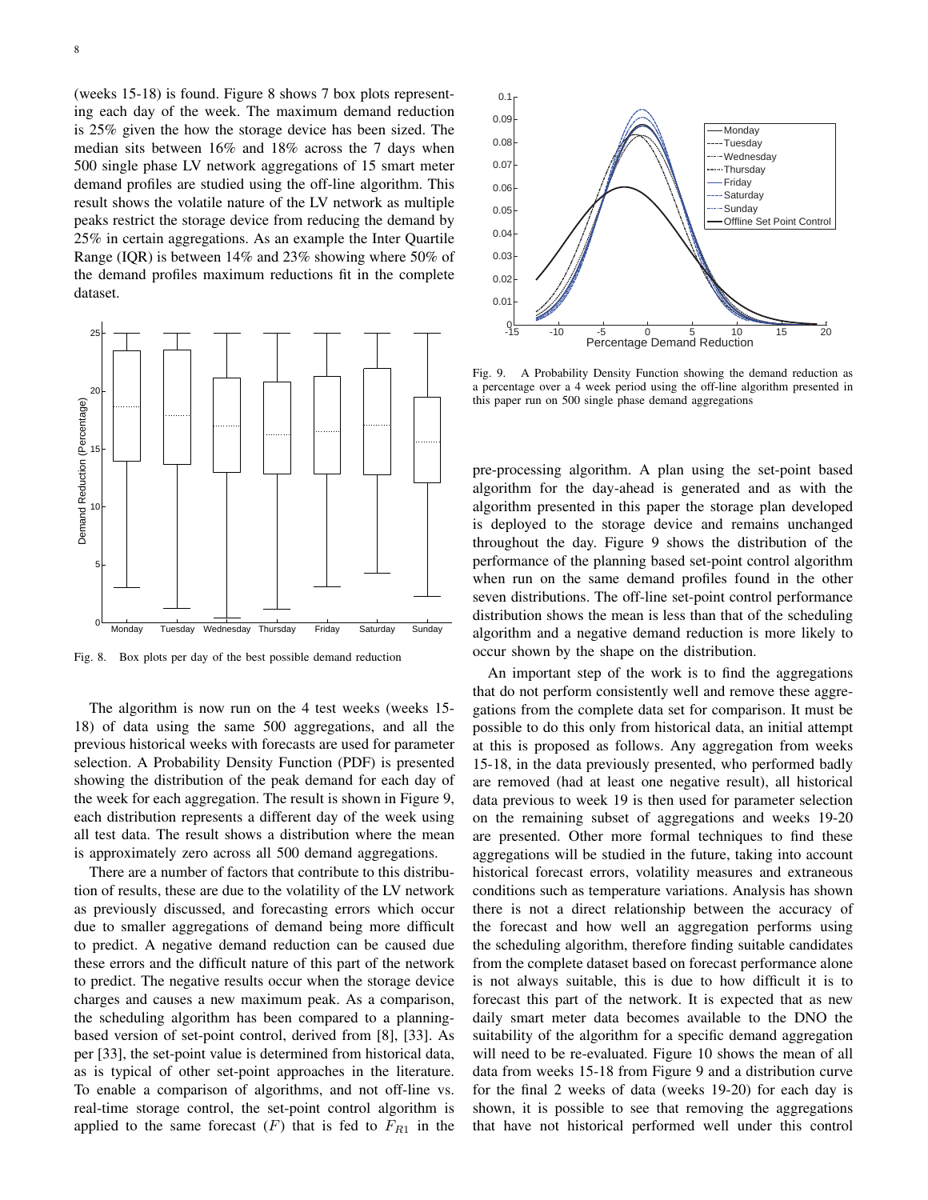(weeks 15-18) is found. Figure 8 shows 7 box plots representing each day of the week. The maximum demand reduction is 25% given the how the storage device has been sized. The median sits between 16% and 18% across the 7 days when 500 single phase LV network aggregations of 15 smart meter demand profiles are studied using the off-line algorithm. This result shows the volatile nature of the LV network as multiple peaks restrict the storage device from reducing the demand by 25% in certain aggregations. As an example the Inter Quartile Range (IQR) is between 14% and 23% showing where 50% of the demand profiles maximum reductions fit in the complete dataset.

Fig. 8. Box plots per day of the best possible demand reduction

The algorithm is now run on the 4 test weeks (weeks 15-18) of data using the same 500 aggregations, and all the previous historical weeks with forecasts are used for parameter selection. A Probability Density Function (PDF) is presented showing the distribution of the peak demand for each day of the week for each aggregation. The result is shown in Figure 9, each distribution represents a different day of the week using all test data. The result shows a distribution where the mean is approximately zero across all 500 demand aggregations.

There are a number of factors that contribute to this distribution of results, these are due to the volatility of the LV network as previously discussed, and forecasting errors which occur due to smaller aggregations of demand being more difficult to predict. A negative demand reduction can be caused due these errors and the difficult nature of this part of the network to predict. The negative results occur when the storage device charges and causes a new maximum peak. As a comparison, the scheduling algorithm has been compared to a planning-based version of set-point control, derived from [8], [33]. As per [33], the set-point value is determined from historical data, as is typical of other set-point approaches in the literature. To enable a comparison of algorithms, and not off-line vs. real-time storage control, the set-point control algorithm is applied to the same forecast ($F$) that is fed to $F_{R1}$ in the pre-processing algorithm. A plan using the set-point based algorithm for the day-ahead is generated and as with the algorithm presented in this paper the storage plan developed is deployed to the storage device and remains unchanged throughout the day. Figure 9 shows the distribution of the performance of the planning based set-point control algorithm when run on the same demand profiles found in the other seven distributions. The off-line set-point control performance distribution shows the mean is less than that of the scheduling algorithm and a negative demand reduction is more likely to occur shown by the shape on the distribution.

Fig. 9. A Probability Density Function showing the demand reduction as a percentage over a 4 week period using the off-line algorithm presented in this paper run on 500 single phase demand aggregations

An important step of the work is to find the aggregations that do not perform consistently well and remove these aggregations from the complete data set for comparison. It must be possible to do this only from historical data, an initial attempt at this is proposed as follows. Any aggregation from weeks 15-18, in the data previously presented, who performed badly are removed (had at least one negative result), all historical data previous to week 19 is then used for parameter selection on the remaining subset of aggregations and weeks 19-20 are presented. Other more formal techniques to find these aggregations will be studied in the future, taking into account historical forecast errors, volatility measures and extraneous conditions such as temperature variations. Analysis has shown there is not a direct relationship between the accuracy of the forecast and how well an aggregation performs using the scheduling algorithm, therefore finding suitable candidates from the complete dataset based on forecast performance alone is not always suitable, this is due to how difficult it is to forecast this part of the network. It is expected that as new daily smart meter data becomes available to the DNO the suitability of the algorithm for a specific demand aggregation will need to be re-evaluated. Figure 10 shows the mean of all data from weeks 15-18 from Figure 9 and a distribution curve for the final 2 weeks of data (weeks 19-20) for each day is shown, it is possible to see that removing the aggregations that have not historical performed well under this control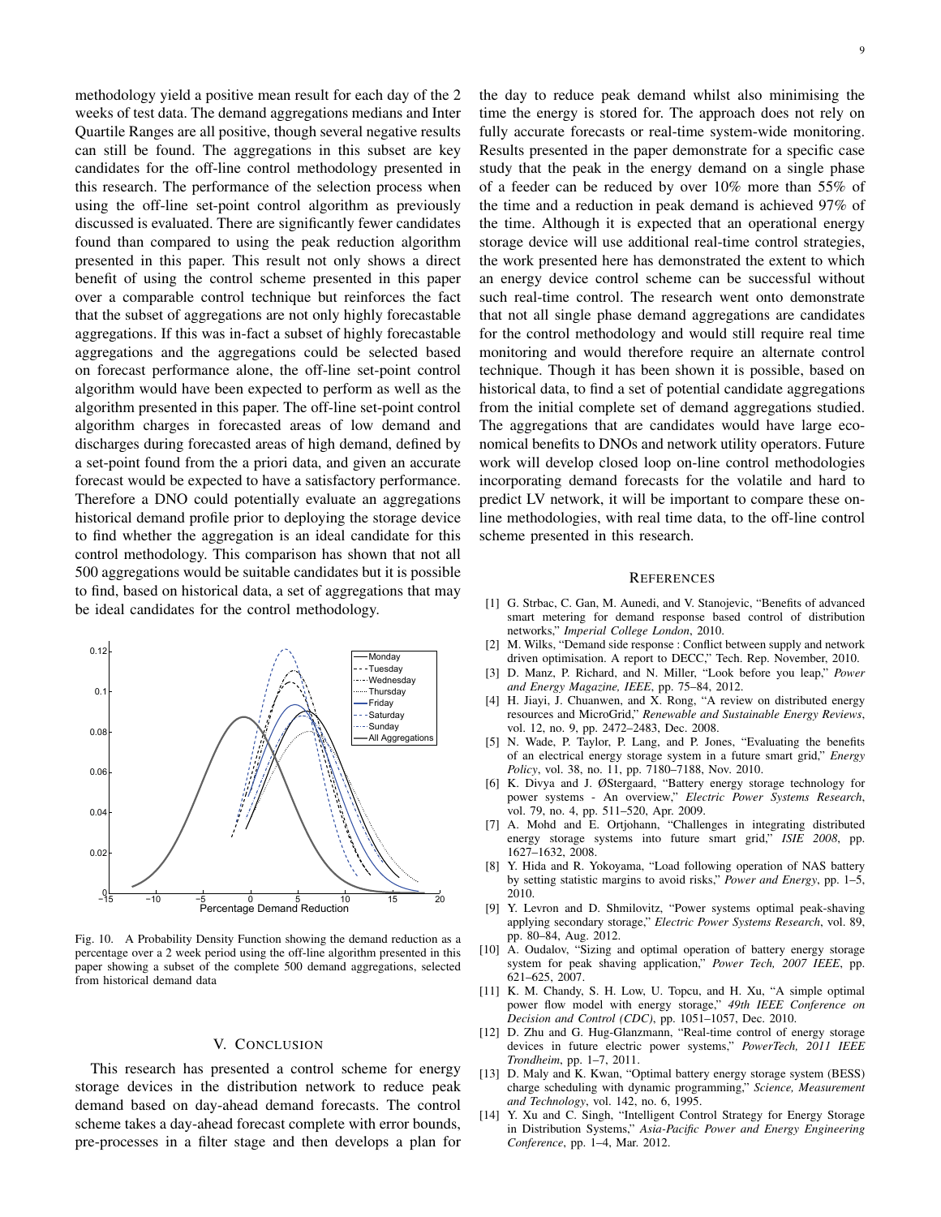methodology yield a positive mean result for each day of the 2 weeks of test data. The demand aggregations medians and Inter Quartile Ranges are all positive, though several negative results can still be found. The aggregations in this subset are key candidates for the off-line control methodology presented in this research. The performance of the selection process when using the off-line set-point control algorithm as previously discussed is evaluated. There are significantly fewer candidates found than compared to using the peak reduction algorithm presented in this paper. This result not only shows a direct benefit of using the control scheme presented in this paper over a comparable control technique but reinforces the fact that the subset of aggregations are not only highly forecastable aggregations. If this was in-fact a subset of highly forecastable aggregations and the aggregations could be selected based on forecast performance alone, the off-line set-point control algorithm would have been expected to perform as well as the algorithm presented in this paper. The off-line set-point control algorithm charges in forecasted areas of low demand and discharges during forecasted areas of high demand, defined by a set-point found from the a priori data, and given an accurate forecast would be expected to have a satisfactory performance. Therefore a DNO could potentially evaluate an aggregations historical demand profile prior to deploying the storage device to find whether the aggregation is an ideal candidate for this control methodology. This comparison has shown that not all 500 aggregations would be suitable candidates but it is possible to find, based on historical data, a set of aggregations that may be ideal candidates for the control methodology.

0.12
0.1
0.08
0.06
0.04
0.02
0
−15 −10 −5 0 5 10 15 20
Percentage Demand Reduction
Monday
Tuesday
Wednesday
Thursday
Friday
Saturday
Sunday
All Aggregations

Fig. 10. A Probability Density Function showing the demand reduction as a percentage over a 2 week period using the off-line algorithm presented in this paper showing a subset of the complete 500 demand aggregations, selected from historical demand data

## V. Conclusion

This research has presented a control scheme for energy storage devices in the distribution network to reduce peak demand based on day-ahead demand forecasts. The control scheme takes a day-ahead forecast complete with error bounds, pre-processes in a filter stage and then develops a plan for the day to reduce peak demand whilst also minimising the time the energy is stored for. The approach does not rely on fully accurate forecasts or real-time system-wide monitoring. Results presented in the paper demonstrate for a specific case study that the peak in the energy demand on a single phase of a feeder can be reduced by over 10% more than 55% of the time and a reduction in peak demand is achieved 97% of the time. Although it is expected that an operational energy storage device will use additional real-time control strategies, the work presented here has demonstrated the extent to which an energy device control scheme can be successful without such real-time control. The research went onto demonstrate that not all single phase demand aggregations are candidates for the control methodology and would still require real time monitoring and would therefore require an alternate control technique. Though it has been shown it is possible, based on historical data, to find a set of potential candidate aggregations from the initial complete set of demand aggregations studied. The aggregations that are candidates would have large economical benefits to DNOs and network utility operators. Future work will develop closed loop on-line control methodologies incorporating demand forecasts for the volatile and hard to predict LV network, it will be important to compare these on-line methodologies, with real time data, to the off-line control scheme presented in this research.

## References

[1] G. Strbac, C. Gan, M. Aunedi, and V. Stanojevic, "Benefits of advanced smart metering for demand response based control of distribution networks," *Imperial College London*, 2010.

[2] M. Wilks, "Demand side response : Conflict between supply and network driven optimisation. A report to DECC," Tech. Rep. November, 2010.

[3] D. Manz, P. Richard, and N. Miller, "Look before you leap," *Power and Energy Magazine, IEEE*, pp. 75–84, 2012.

[4] H. Jiayi, J. Chuanwen, and X. Rong, "A review on distributed energy resources and MicroGrid," *Renewable and Sustainable Energy Reviews*, vol. 12, no. 9, pp. 2472–2483, Dec. 2008.

[5] N. Wade, P. Taylor, P. Lang, and P. Jones, "Evaluating the benefits of an electrical energy storage system in a future smart grid," *Energy Policy*, vol. 38, no. 11, pp. 7180–7188, Nov. 2010.

[6] K. Divya and J. ØStergaard, "Battery energy storage technology for power systems - An overview," *Electric Power Systems Research*, vol. 79, no. 4, pp. 511–520, Apr. 2009.

[7] A. Mohd and E. Ortjohann, "Challenges in integrating distributed energy storage systems into future smart grid," *ISIE 2008*, pp. 1627–1632, 2008.

[8] Y. Hida and R. Yokoyama, "Load following operation of NAS battery by setting statistic margins to avoid risks," *Power and Energy*, pp. 1–5, 2010.

[9] Y. Levron and D. Shmilovitz, "Power systems optimal peak-shaving applying secondary storage," *Electric Power Systems Research*, vol. 89, pp. 80–84, Aug. 2012.

[10] A. Oudalov, "Sizing and optimal operation of battery energy storage system for peak shaving application," *Power Tech, 2007 IEEE*, pp. 621–625, 2007.

[11] K. M. Chandy, S. H. Low, U. Topcu, and H. Xu, "A simple optimal power flow model with energy storage," *49th IEEE Conference on Decision and Control (CDC)*, pp. 1051–1057, Dec. 2010.

[12] D. Zhu and G. Hug-Glanzmann, "Real-time control of energy storage devices in future electric power systems," *PowerTech, 2011 IEEE Trondheim*, pp. 1–7, 2011.

[13] D. Maly and K. Kwan, "Optimal battery energy storage system (BESS) charge scheduling with dynamic programming," *Science, Measurement and Technology*, vol. 142, no. 6, 1995.

[14] Y. Xu and C. Singh, "Intelligent Control Strategy for Energy Storage in Distribution Systems," *Asia-Pacific Power and Energy Engineering Conference*, pp. 1–4, Mar. 2012.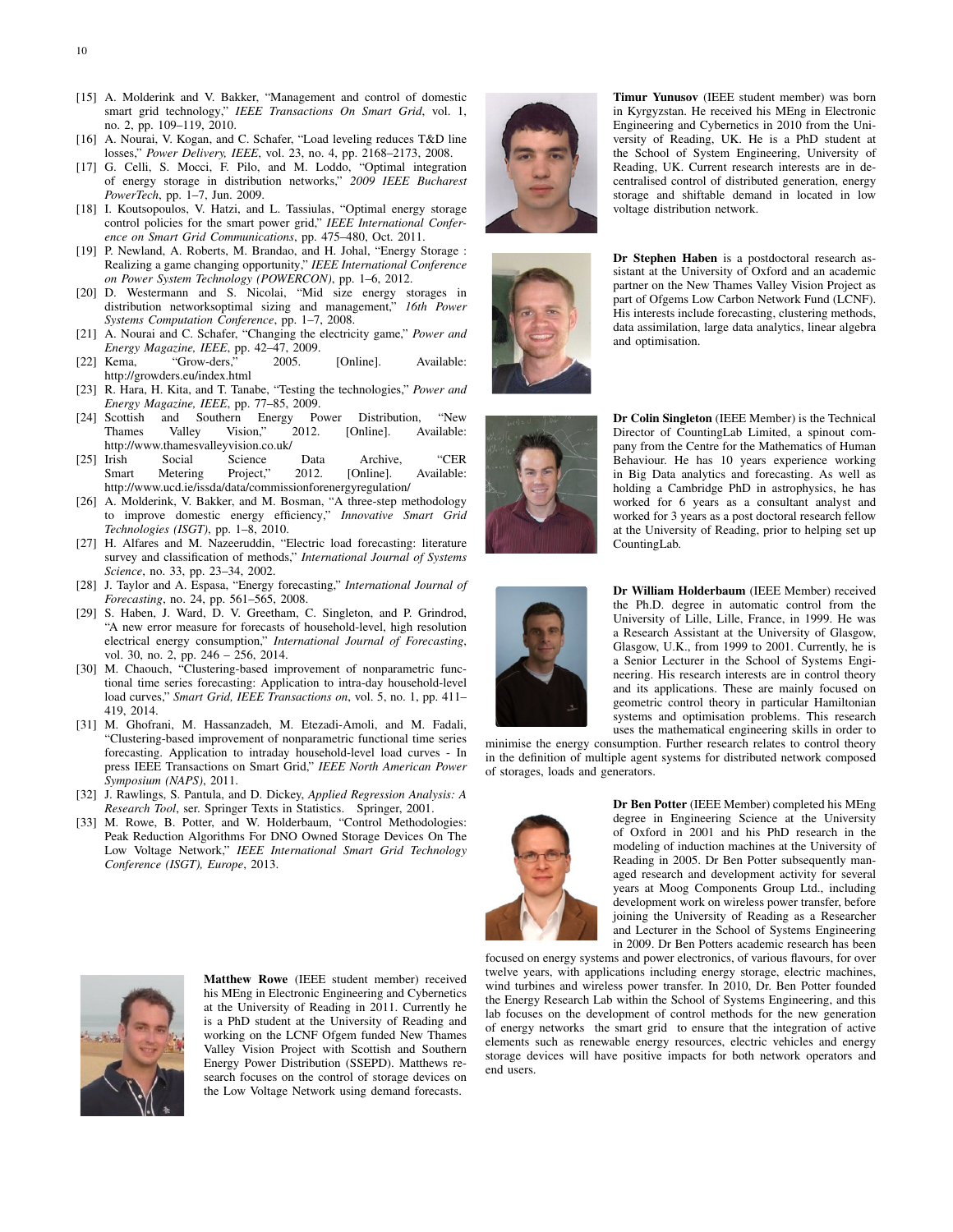[15] A. Molderink and V. Bakker, "Management and control of domestic smart grid technology," *IEEE Transactions On Smart Grid*, vol. 1, no. 2, pp. 109–119, 2010.

[16] A. Nourai, V. Kogan, and C. Schafer, "Load leveling reduces T&D line losses," *Power Delivery, IEEE*, vol. 23, no. 4, pp. 2168–2173, 2008.

[17] G. Celli, S. Mocci, F. Pilo, and M. Loddo, "Optimal integration of energy storage in distribution networks," *2009 IEEE Bucharest PowerTech*, pp. 1–7, Jun. 2009.

[18] I. Koutsopoulos, V. Hatzi, and L. Tassiulas, "Optimal energy storage control policies for the smart power grid," *IEEE International Conference on Smart Grid Communications*, pp. 475–480, Oct. 2011.

[19] P. Newland, A. Roberts, M. Brandao, and H. Johal, "Energy Storage : Realizing a game changing opportunity," *IEEE International Conference on Power System Technology (POWERCON)*, pp. 1–6, 2012.

[20] D. Westermann and S. Nicolai, "Mid size energy storages in distribution networksoptimal sizing and management," *16th Power Systems Computation Conference*, pp. 1–7, 2008.

[21] A. Nourai and C. Schafer, "Changing the electricity game," *Power and Energy Magazine, IEEE*, pp. 42–47, 2009.

[22] Kema, "Grow-ders," 2005. [Online]. Available: http://growders.eu/index.html

[23] R. Hara, H. Kita, and T. Tanabe, "Testing the technologies," *Power and Energy Magazine, IEEE*, pp. 77–85, 2009.

[24] Scottish and Southern Energy Power Distribution, "New Thames Valley Vision," 2012. [Online]. Available: http://www.thamesvalleyvision.co.uk/

[25] Irish Social Science Data Archive, "CER Smart Metering Project," 2012. [Online]. Available: http://www.ucd.ie/issda/data/commissionforenergyregulation/

[26] A. Molderink, V. Bakker, and M. Bosman, "A three-step methodology to improve domestic energy efficiency," *Innovative Smart Grid Technologies (ISGT)*, pp. 1–8, 2010.

[27] H. Alfares and M. Nazeeruddin, "Electric load forecasting: literature survey and classification of methods," *International Journal of Systems Science*, no. 33, pp. 23–34, 2002.

[28] J. Taylor and A. Espasa, "Energy forecasting," *International Journal of Forecasting*, no. 24, pp. 561–565, 2008.

[29] S. Haben, J. Ward, D. V. Greetham, C. Singleton, and P. Grindrod, "A new error measure for forecasts of household-level, high resolution electrical energy consumption," *International Journal of Forecasting*, vol. 30, no. 2, pp. 246 – 256, 2014.

[30] M. Chaouch, "Clustering-based improvement of nonparametric functional time series forecasting: Application to intra-day household-level load curves," *Smart Grid, IEEE Transactions on*, vol. 5, no. 1, pp. 411–419, 2014.

[31] M. Ghofrani, M. Hassanzadeh, M. Etezadi-Amoli, and M. Fadali, "Clustering-based improvement of nonparametric functional time series forecasting. Application to intraday household-level load curves - In press IEEE Transactions on Smart Grid," *IEEE North American Power Symposium (NAPS)*, 2011.

[32] J. Rawlings, S. Pantula, and D. Dickey, *Applied Regression Analysis: A Research Tool*, ser. Springer Texts in Statistics. Springer, 2001.

[33] M. Rowe, B. Potter, and W. Holderbaum, "Control Methodologies: Peak Reduction Algorithms For DNO Owned Storage Devices On The Low Voltage Network," *IEEE International Smart Grid Technology Conference (ISGT), Europe*, 2013.

**Matthew Rowe** (IEEE student member) received his MEng in Electronic Engineering and Cybernetics at the University of Reading in 2011. Currently he is a PhD student at the University of Reading and working on the LCNF Ofgem funded New Thames Valley Vision Project with Scottish and Southern Energy Power Distribution (SSEPD). Matthews research focuses on the control of storage devices on the Low Voltage Network using demand forecasts.

**Timur Yunusov** (IEEE student member) was born in Kyrgyzstan. He received his MEng in Electronic Engineering and Cybernetics in 2010 from the University of Reading, UK. He is a PhD student at the School of System Engineering, University of Reading, UK. Current research interests are in decentralised control of distributed generation, energy storage and shiftable demand in located in low voltage distribution network.

**Dr Stephen Haben** is a postdoctoral research assistant at the University of Oxford and an academic partner on the New Thames Valley Vision Project as part of Ofgems Low Carbon Network Fund (LCNF). His interests include forecasting, clustering methods, data assimilation, large data analytics, linear algebra and optimisation.

**Dr Colin Singleton** (IEEE Member) is the Technical Director of CountingLab Limited, a spinout company from the Centre for the Mathematics of Human Behaviour. He has 10 years experience working in Big Data analytics and forecasting. As well as holding a Cambridge PhD in astrophysics, he has worked for 6 years as a consultant analyst and worked for 3 years as a post doctoral research fellow at the University of Reading, prior to helping set up CountingLab.

**Dr William Holderbaum** (IEEE Member) received the Ph.D. degree in automatic control from the University of Lille, Lille, France, in 1999. He was a Research Assistant at the University of Glasgow, Glasgow, U.K., from 1999 to 2001. Currently, he is a Senior Lecturer in the School of Systems Engineering. His research interests are in control theory and its applications. These are mainly focused on geometric control theory in particular Hamiltonian systems and optimisation problems. This research uses the mathematical engineering skills in order to minimise the energy consumption. Further research relates to control theory in the definition of multiple agent systems for distributed network composed of storages, loads and generators.

**Dr Ben Potter** (IEEE Member) completed his MEng degree in Engineering Science at the University of Oxford in 2001 and his PhD research in the modeling of induction machines at the University of Reading in 2005. Dr Ben Potter subsequently managed research and development activity for several years at Moog Components Group Ltd., including development work on wireless power transfer, before joining the University of Reading as a Researcher and Lecturer in the School of Systems Engineering in 2009. Dr Ben Potters academic research has been focused on energy systems and power electronics, of various flavours, for over twelve years, with applications including energy storage, electric machines, wind turbines and wireless power transfer. In 2010, Dr. Ben Potter founded the Energy Research Lab within the School of Systems Engineering, and this lab focuses on the development of control methods for the new generation of energy networks the smart grid to ensure that the integration of active elements such as renewable energy resources, electric vehicles and energy storage devices will have positive impacts for both network operators and end users.